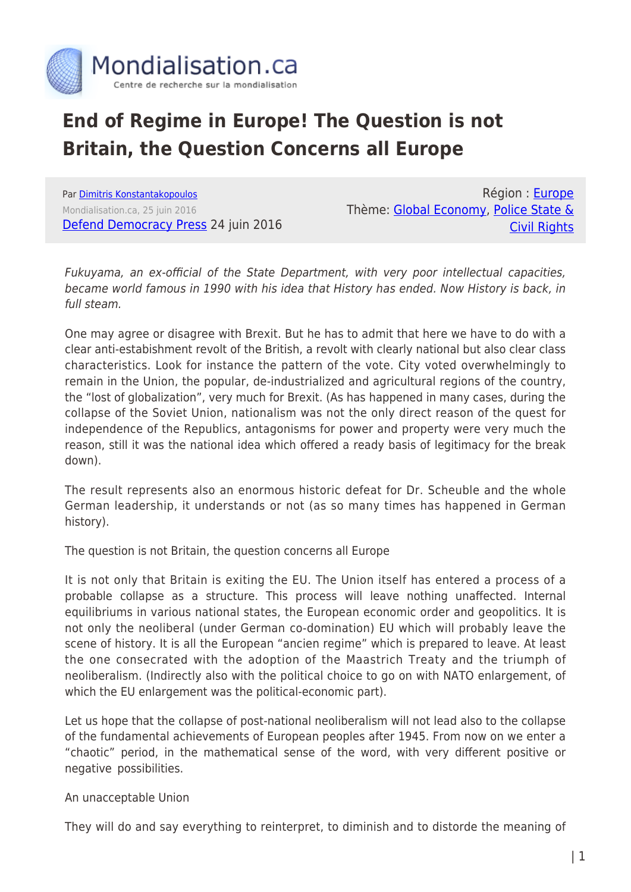# End of Regime in Europe! The Question is not Britain, the Question Concerns all Europe

Par Dimitris Konstantakopoulos
Mondialisation.ca, 25 juin 2016
Defend Democracy Press 24 juin 2016

Région : Europe
Thème: Global Economy, Police State & Civil Rights

*Fukuyama, an ex-official of the State Department, with very poor intellectual capacities, became world famous in 1990 with his idea that History has ended. Now History is back, in full steam.*

One may agree or disagree with Brexit. But he has to admit that here we have to do with a clear anti-establishment revolt of the British, a revolt with clearly national but also clear class characteristics. Look for instance the pattern of the vote. City voted overwhelmingly to remain in the Union, the popular, de-industrialized and agricultural regions of the country, the "lost of globalization", very much for Brexit. (As has happened in many cases, during the collapse of the Soviet Union, nationalism was not the only direct reason of the quest for independence of the Republics, antagonisms for power and property were very much the reason, still it was the national idea which offered a ready basis of legitimacy for the break down).

The result represents also an enormous historic defeat for Dr. Scheuble and the whole German leadership, it understands or not (as so many times has happened in German history).

The question is not Britain, the question concerns all Europe

It is not only that Britain is exiting the EU. The Union itself has entered a process of a probable collapse as a structure. This process will leave nothing unaffected. Internal equilibriums in various national states, the European economic order and geopolitics. It is not only the neoliberal (under German co-domination) EU which will probably leave the scene of history. It is all the European "ancien regime" which is prepared to leave. At least the one consecrated with the adoption of the Maastrich Treaty and the triumph of neoliberalism. (Indirectly also with the political choice to go on with NATO enlargement, of which the EU enlargement was the political-economic part).

Let us hope that the collapse of post-national neoliberalism will not lead also to the collapse of the fundamental achievements of European peoples after 1945. From now on we enter a "chaotic" period, in the mathematical sense of the word, with very different positive or negative possibilities.

An unacceptable Union

They will do and say everything to reinterpret, to diminish and to distorde the meaning of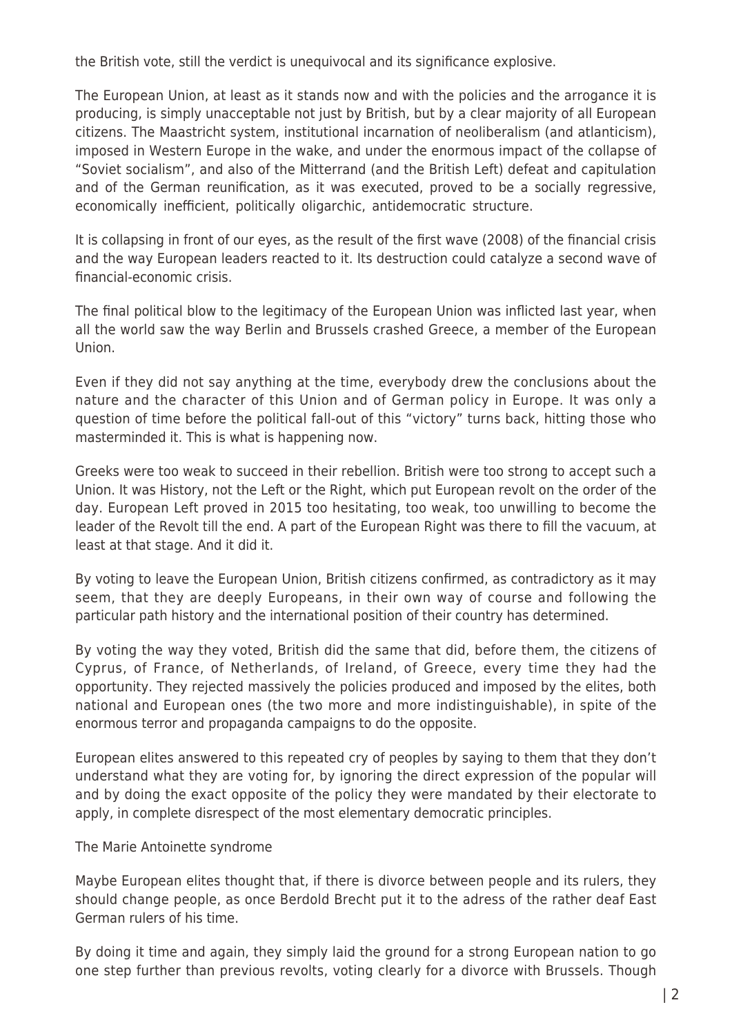the British vote, still the verdict is unequivocal and its significance explosive.

The European Union, at least as it stands now and with the policies and the arrogance it is producing, is simply unacceptable not just by British, but by a clear majority of all European citizens. The Maastricht system, institutional incarnation of neoliberalism (and atlanticism), imposed in Western Europe in the wake, and under the enormous impact of the collapse of "Soviet socialism", and also of the Mitterrand (and the British Left) defeat and capitulation and of the German reunification, as it was executed, proved to be a socially regressive, economically inefficient, politically oligarchic, antidemocratic structure.

It is collapsing in front of our eyes, as the result of the first wave (2008) of the financial crisis and the way European leaders reacted to it. Its destruction could catalyze a second wave of financial-economic crisis.

The final political blow to the legitimacy of the European Union was inflicted last year, when all the world saw the way Berlin and Brussels crashed Greece, a member of the European Union.

Even if they did not say anything at the time, everybody drew the conclusions about the nature and the character of this Union and of German policy in Europe. It was only a question of time before the political fall-out of this "victory" turns back, hitting those who masterminded it. This is what is happening now.

Greeks were too weak to succeed in their rebellion. British were too strong to accept such a Union. It was History, not the Left or the Right, which put European revolt on the order of the day. European Left proved in 2015 too hesitating, too weak, too unwilling to become the leader of the Revolt till the end. A part of the European Right was there to fill the vacuum, at least at that stage. And it did it.

By voting to leave the European Union, British citizens confirmed, as contradictory as it may seem, that they are deeply Europeans, in their own way of course and following the particular path history and the international position of their country has determined.

By voting the way they voted, British did the same that did, before them, the citizens of Cyprus, of France, of Netherlands, of Ireland, of Greece, every time they had the opportunity. They rejected massively the policies produced and imposed by the elites, both national and European ones (the two more and more indistinguishable), in spite of the enormous terror and propaganda campaigns to do the opposite.

European elites answered to this repeated cry of peoples by saying to them that they don't understand what they are voting for, by ignoring the direct expression of the popular will and by doing the exact opposite of the policy they were mandated by their electorate to apply, in complete disrespect of the most elementary democratic principles.

## The Marie Antoinette syndrome

Maybe European elites thought that, if there is divorce between people and its rulers, they should change people, as once Berdold Brecht put it to the adress of the rather deaf East German rulers of his time.

By doing it time and again, they simply laid the ground for a strong European nation to go one step further than previous revolts, voting clearly for a divorce with Brussels. Though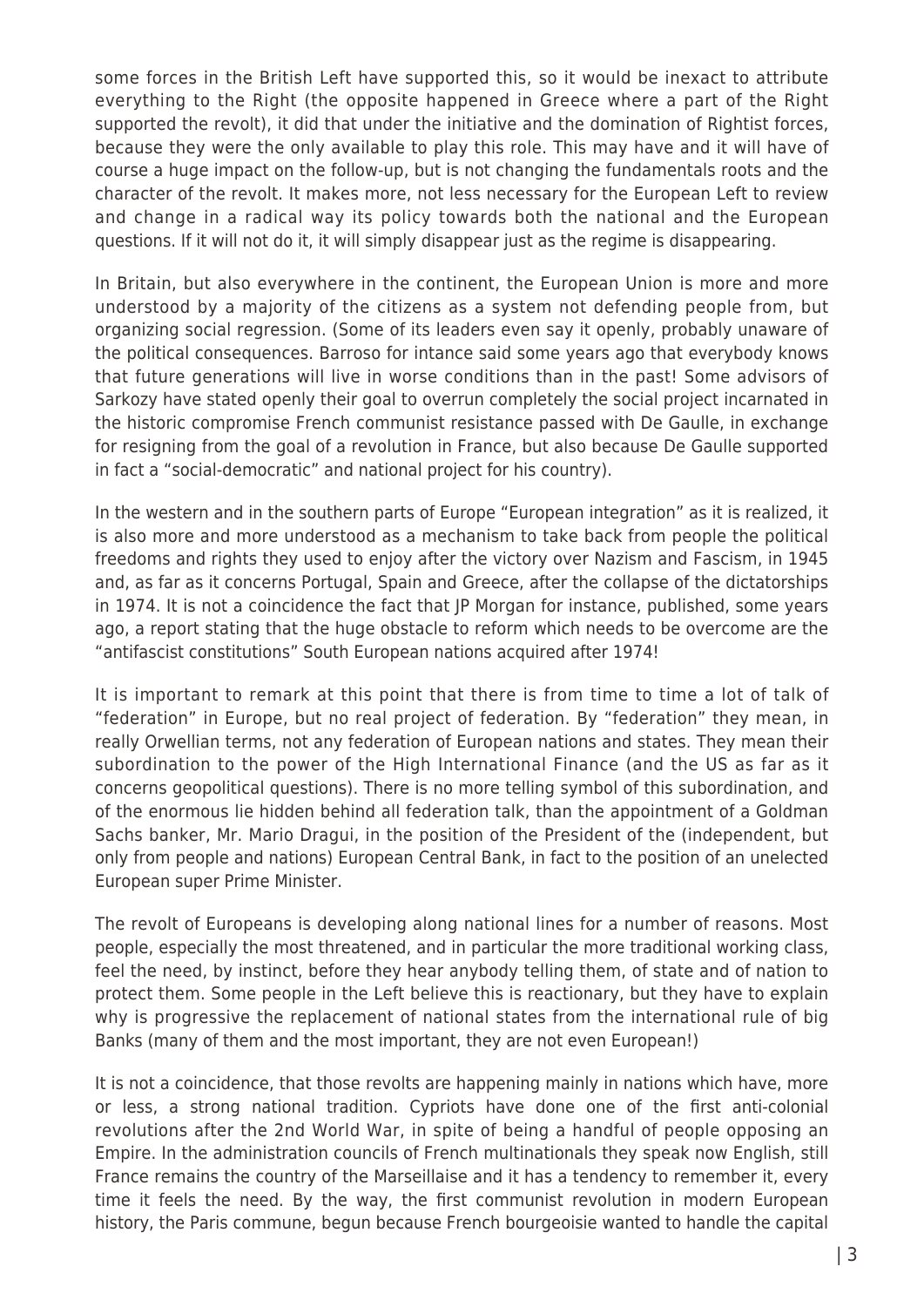some forces in the British Left have supported this, so it would be inexact to attribute everything to the Right (the opposite happened in Greece where a part of the Right supported the revolt), it did that under the initiative and the domination of Rightist forces, because they were the only available to play this role. This may have and it will have of course a huge impact on the follow-up, but is not changing the fundamentals roots and the character of the revolt. It makes more, not less necessary for the European Left to review and change in a radical way its policy towards both the national and the European questions. If it will not do it, it will simply disappear just as the regime is disappearing.

In Britain, but also everywhere in the continent, the European Union is more and more understood by a majority of the citizens as a system not defending people from, but organizing social regression. (Some of its leaders even say it openly, probably unaware of the political consequences. Barroso for intance said some years ago that everybody knows that future generations will live in worse conditions than in the past! Some advisors of Sarkozy have stated openly their goal to overrun completely the social project incarnated in the historic compromise French communist resistance passed with De Gaulle, in exchange for resigning from the goal of a revolution in France, but also because De Gaulle supported in fact a "social-democratic" and national project for his country).

In the western and in the southern parts of Europe "European integration" as it is realized, it is also more and more understood as a mechanism to take back from people the political freedoms and rights they used to enjoy after the victory over Nazism and Fascism, in 1945 and, as far as it concerns Portugal, Spain and Greece, after the collapse of the dictatorships in 1974. It is not a coincidence the fact that JP Morgan for instance, published, some years ago, a report stating that the huge obstacle to reform which needs to be overcome are the "antifascist constitutions" South European nations acquired after 1974!

It is important to remark at this point that there is from time to time a lot of talk of "federation" in Europe, but no real project of federation. By "federation" they mean, in really Orwellian terms, not any federation of European nations and states. They mean their subordination to the power of the High International Finance (and the US as far as it concerns geopolitical questions). There is no more telling symbol of this subordination, and of the enormous lie hidden behind all federation talk, than the appointment of a Goldman Sachs banker, Mr. Mario Dragui, in the position of the President of the (independent, but only from people and nations) European Central Bank, in fact to the position of an unelected European super Prime Minister.

The revolt of Europeans is developing along national lines for a number of reasons. Most people, especially the most threatened, and in particular the more traditional working class, feel the need, by instinct, before they hear anybody telling them, of state and of nation to protect them. Some people in the Left believe this is reactionary, but they have to explain why is progressive the replacement of national states from the international rule of big Banks (many of them and the most important, they are not even European!)

It is not a coincidence, that those revolts are happening mainly in nations which have, more or less, a strong national tradition. Cypriots have done one of the first anti-colonial revolutions after the 2nd World War, in spite of being a handful of people opposing an Empire. In the administration councils of French multinationals they speak now English, still France remains the country of the Marseillaise and it has a tendency to remember it, every time it feels the need. By the way, the first communist revolution in modern European history, the Paris commune, begun because French bourgeoisie wanted to handle the capital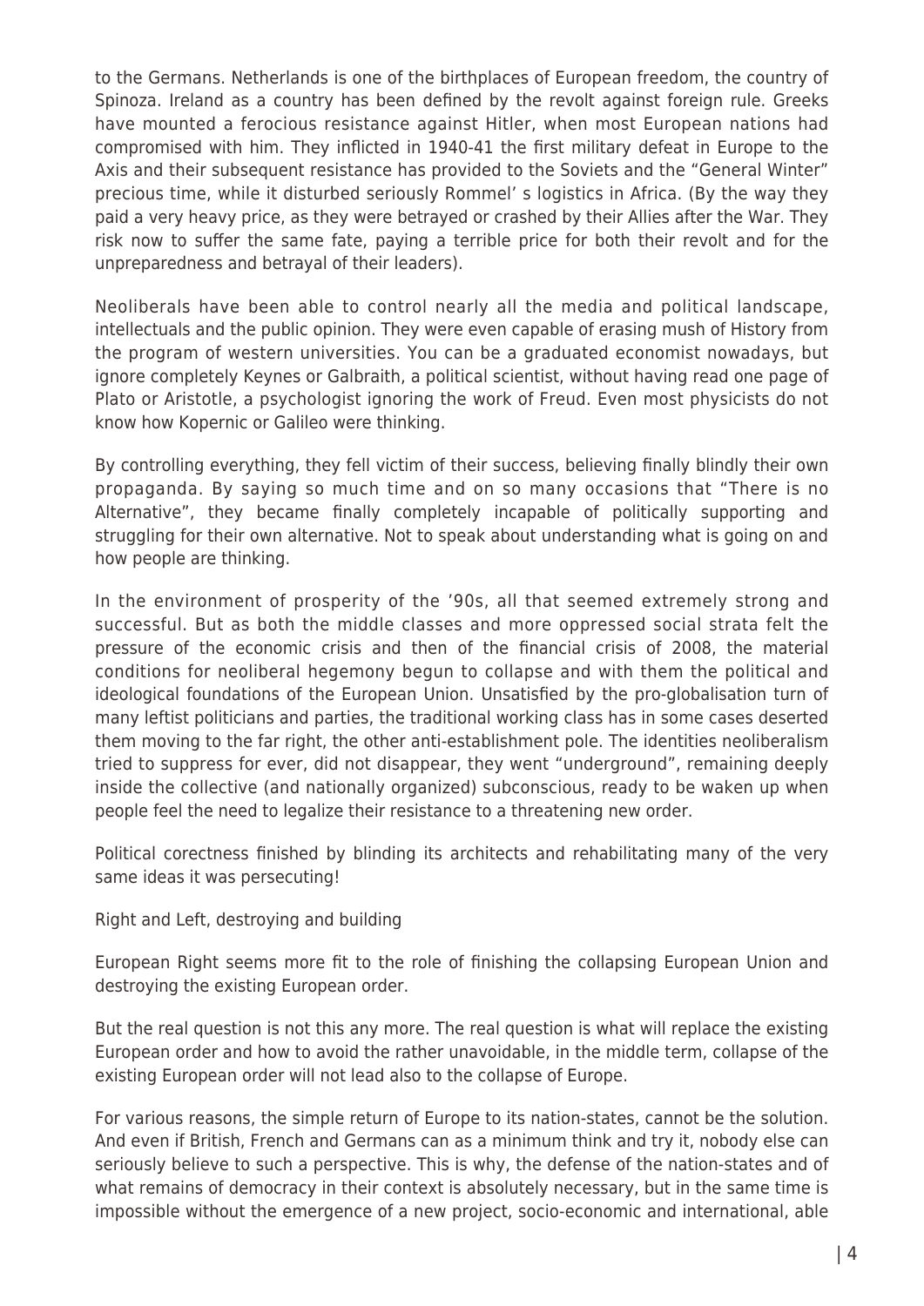to the Germans. Netherlands is one of the birthplaces of European freedom, the country of Spinoza. Ireland as a country has been defined by the revolt against foreign rule. Greeks have mounted a ferocious resistance against Hitler, when most European nations had compromised with him. They inflicted in 1940-41 the first military defeat in Europe to the Axis and their subsequent resistance has provided to the Soviets and the "General Winter" precious time, while it disturbed seriously Rommel' s logistics in Africa. (By the way they paid a very heavy price, as they were betrayed or crashed by their Allies after the War. They risk now to suffer the same fate, paying a terrible price for both their revolt and for the unpreparedness and betrayal of their leaders).

Neoliberals have been able to control nearly all the media and political landscape, intellectuals and the public opinion. They were even capable of erasing mush of History from the program of western universities. You can be a graduated economist nowadays, but ignore completely Keynes or Galbraith, a political scientist, without having read one page of Plato or Aristotle, a psychologist ignoring the work of Freud. Even most physicists do not know how Kopernic or Galileo were thinking.

By controlling everything, they fell victim of their success, believing finally blindly their own propaganda. By saying so much time and on so many occasions that "There is no Alternative", they became finally completely incapable of politically supporting and struggling for their own alternative. Not to speak about understanding what is going on and how people are thinking.

In the environment of prosperity of the '90s, all that seemed extremely strong and successful. But as both the middle classes and more oppressed social strata felt the pressure of the economic crisis and then of the financial crisis of 2008, the material conditions for neoliberal hegemony begun to collapse and with them the political and ideological foundations of the European Union. Unsatisfied by the pro-globalisation turn of many leftist politicians and parties, the traditional working class has in some cases deserted them moving to the far right, the other anti-establishment pole. The identities neoliberalism tried to suppress for ever, did not disappear, they went "underground", remaining deeply inside the collective (and nationally organized) subconscious, ready to be waken up when people feel the need to legalize their resistance to a threatening new order.

Political corectness finished by blinding its architects and rehabilitating many of the very same ideas it was persecuting!

Right and Left, destroying and building

European Right seems more fit to the role of finishing the collapsing European Union and destroying the existing European order.

But the real question is not this any more. The real question is what will replace the existing European order and how to avoid the rather unavoidable, in the middle term, collapse of the existing European order will not lead also to the collapse of Europe.

For various reasons, the simple return of Europe to its nation-states, cannot be the solution. And even if British, French and Germans can as a minimum think and try it, nobody else can seriously believe to such a perspective. This is why, the defense of the nation-states and of what remains of democracy in their context is absolutely necessary, but in the same time is impossible without the emergence of a new project, socio-economic and international, able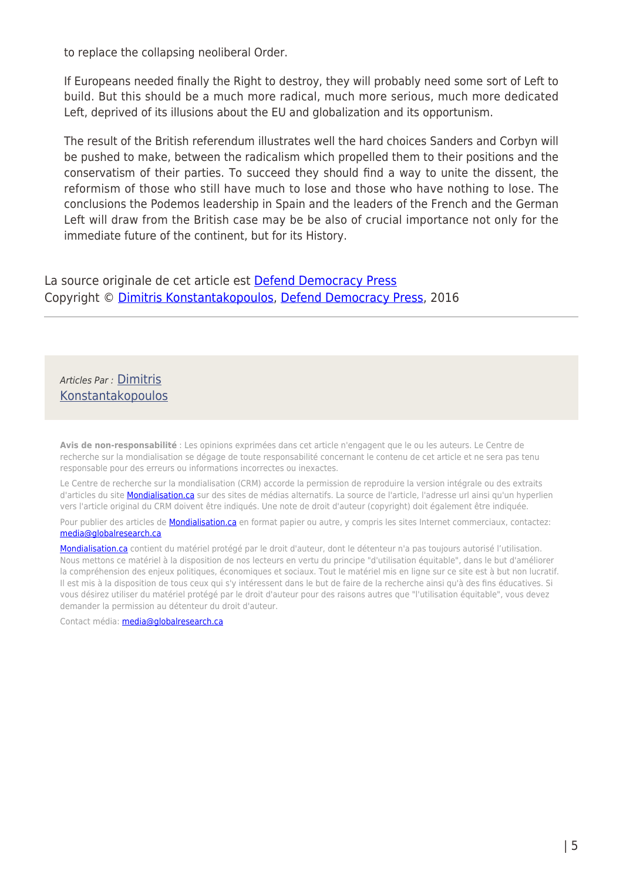to replace the collapsing neoliberal Order.

If Europeans needed finally the Right to destroy, they will probably need some sort of Left to build. But this should be a much more radical, much more serious, much more dedicated Left, deprived of its illusions about the EU and globalization and its opportunism.

The result of the British referendum illustrates well the hard choices Sanders and Corbyn will be pushed to make, between the radicalism which propelled them to their positions and the conservatism of their parties. To succeed they should find a way to unite the dissent, the reformism of those who still have much to lose and those who have nothing to lose. The conclusions the Podemos leadership in Spain and the leaders of the French and the German Left will draw from the British case may be be also of crucial importance not only for the immediate future of the continent, but for its History.

La source originale de cet article est Defend Democracy Press
Copyright © Dimitris Konstantakopoulos, Defend Democracy Press, 2016

---

*Articles Par :* Dimitris Konstantakopoulos

**Avis de non-responsabilité** : Les opinions exprimées dans cet article n'engagent que le ou les auteurs. Le Centre de recherche sur la mondialisation se dégage de toute responsabilité concernant le contenu de cet article et ne sera pas tenu responsable pour des erreurs ou informations incorrectes ou inexactes.

Le Centre de recherche sur la mondialisation (CRM) accorde la permission de reproduire la version intégrale ou des extraits d'articles du site Mondialisation.ca sur des sites de médias alternatifs. La source de l'article, l'adresse url ainsi qu'un hyperlien vers l'article original du CRM doivent être indiqués. Une note de droit d'auteur (copyright) doit également être indiquée.

Pour publier des articles de Mondialisation.ca en format papier ou autre, y compris les sites Internet commerciaux, contactez: media@globalresearch.ca

Mondialisation.ca contient du matériel protégé par le droit d'auteur, dont le détenteur n'a pas toujours autorisé l'utilisation. Nous mettons ce matériel à la disposition de nos lecteurs en vertu du principe "d'utilisation équitable", dans le but d'améliorer la compréhension des enjeux politiques, économiques et sociaux. Tout le matériel mis en ligne sur ce site est à but non lucratif. Il est mis à la disposition de tous ceux qui s'y intéressent dans le but de faire de la recherche ainsi qu'à des fins éducatives. Si vous désirez utiliser du matériel protégé par le droit d'auteur pour des raisons autres que "l'utilisation équitable", vous devez demander la permission au détenteur du droit d'auteur.

Contact média: media@globalresearch.ca